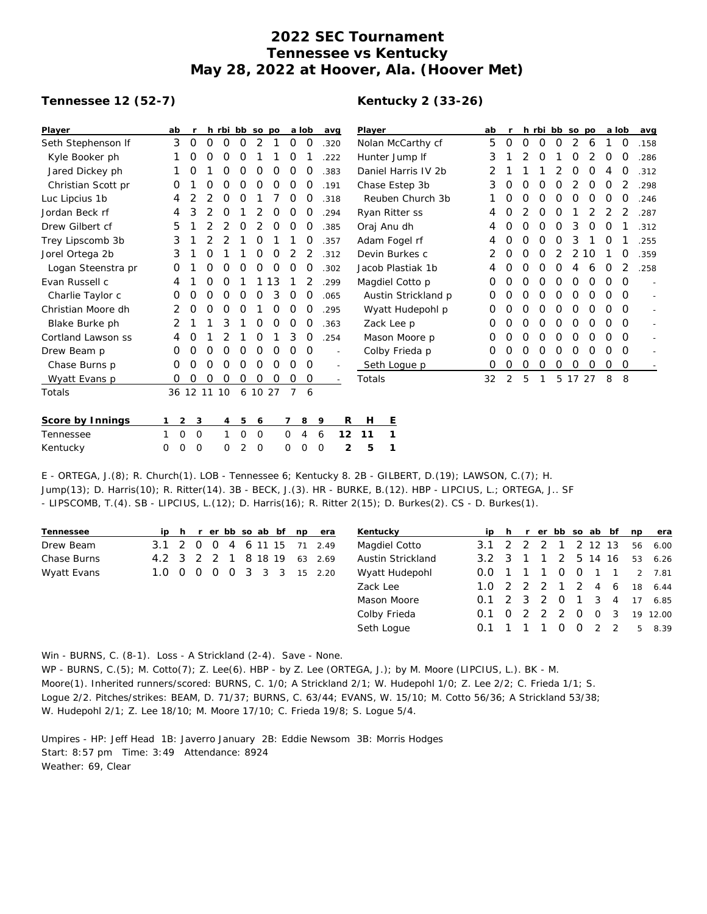# 2022 SEC Tournament
# Tennessee vs Kentucky
# May 28, 2022 at Hoover, Ala. (Hoover Met)

**Tennessee 12 (52-7)**

| Player | ab | r | h | rbi | bb | so | po | a | lob | avg |
|---|---|---|---|---|---|---|---|---|---|---|
| Seth Stephenson lf | 3 | 0 | 0 | 0 | 0 | 2 | 1 | 0 | 0 | .320 |
| Kyle Booker ph | 1 | 0 | 0 | 0 | 0 | 1 | 1 | 0 | 1 | .222 |
| Jared Dickey ph | 1 | 0 | 1 | 0 | 0 | 0 | 0 | 0 | 0 | .383 |
| Christian Scott pr | 0 | 1 | 0 | 0 | 0 | 0 | 0 | 0 | 0 | .191 |
| Luc Lipcius 1b | 4 | 2 | 2 | 0 | 0 | 1 | 7 | 0 | 0 | .318 |
| Jordan Beck rf | 4 | 3 | 2 | 0 | 1 | 2 | 0 | 0 | 0 | .294 |
| Drew Gilbert cf | 5 | 1 | 2 | 2 | 0 | 2 | 0 | 0 | 0 | .385 |
| Trey Lipscomb 3b | 3 | 1 | 2 | 2 | 1 | 0 | 1 | 1 | 0 | .357 |
| Jorel Ortega 2b | 3 | 1 | 0 | 1 | 1 | 0 | 0 | 2 | 2 | .312 |
| Logan Steenstra pr | 0 | 1 | 0 | 0 | 0 | 0 | 0 | 0 | 0 | .302 |
| Evan Russell c | 4 | 1 | 0 | 0 | 1 | 1 | 13 | 1 | 2 | .299 |
| Charlie Taylor c | 0 | 0 | 0 | 0 | 0 | 0 | 3 | 0 | 0 | .065 |
| Christian Moore dh | 2 | 0 | 0 | 0 | 0 | 1 | 0 | 0 | 0 | .295 |
| Blake Burke ph | 2 | 1 | 1 | 3 | 1 | 0 | 0 | 0 | 0 | .363 |
| Cortland Lawson ss | 4 | 0 | 1 | 2 | 1 | 0 | 1 | 3 | 0 | .254 |
| Drew Beam p | 0 | 0 | 0 | 0 | 0 | 0 | 0 | 0 | 0 | - |
| Chase Burns p | 0 | 0 | 0 | 0 | 0 | 0 | 0 | 0 | 0 | - |
| Wyatt Evans p | 0 | 0 | 0 | 0 | 0 | 0 | 0 | 0 | 0 | - |
| Totals | 36 | 12 | 11 | 10 | 6 | 10 | 27 | 7 | 6 | |

**Kentucky 2 (33-26)**

| Player | ab | r | h | rbi | bb | so | po | a | lob | avg |
|---|---|---|---|---|---|---|---|---|---|---|
| Nolan McCarthy cf | 5 | 0 | 0 | 0 | 0 | 2 | 6 | 1 | 0 | .158 |
| Hunter Jump lf | 3 | 1 | 2 | 0 | 1 | 0 | 2 | 0 | 0 | .286 |
| Daniel Harris IV 2b | 2 | 1 | 1 | 1 | 2 | 0 | 0 | 4 | 0 | .312 |
| Chase Estep 3b | 3 | 0 | 0 | 0 | 0 | 2 | 0 | 0 | 2 | .298 |
| Reuben Church 3b | 1 | 0 | 0 | 0 | 0 | 0 | 0 | 0 | 0 | .246 |
| Ryan Ritter ss | 4 | 0 | 2 | 0 | 0 | 1 | 2 | 2 | 2 | .287 |
| Oraj Anu dh | 4 | 0 | 0 | 0 | 0 | 3 | 0 | 0 | 1 | .312 |
| Adam Fogel rf | 4 | 0 | 0 | 0 | 0 | 3 | 1 | 0 | 1 | .255 |
| Devin Burkes c | 2 | 0 | 0 | 0 | 2 | 2 | 10 | 1 | 0 | .359 |
| Jacob Plastiak 1b | 4 | 0 | 0 | 0 | 0 | 4 | 6 | 0 | 2 | .258 |
| Magdiel Cotto p | 0 | 0 | 0 | 0 | 0 | 0 | 0 | 0 | 0 | - |
| Austin Strickland p | 0 | 0 | 0 | 0 | 0 | 0 | 0 | 0 | 0 | - |
| Wyatt Hudepohl p | 0 | 0 | 0 | 0 | 0 | 0 | 0 | 0 | 0 | - |
| Zack Lee p | 0 | 0 | 0 | 0 | 0 | 0 | 0 | 0 | 0 | - |
| Mason Moore p | 0 | 0 | 0 | 0 | 0 | 0 | 0 | 0 | 0 | - |
| Colby Frieda p | 0 | 0 | 0 | 0 | 0 | 0 | 0 | 0 | 0 | - |
| Seth Logue p | 0 | 0 | 0 | 0 | 0 | 0 | 0 | 0 | 0 | - |
| Totals | 32 | 2 | 5 | 1 | 5 | 17 | 27 | 8 | 8 | |

| Score by Innings | 1 | 2 | 3 | 4 | 5 | 6 | 7 | 8 | 9 | R | H | E |
|---|---|---|---|---|---|---|---|---|---|---|---|---|
| Tennessee | 1 | 0 | 0 | 1 | 0 | 0 | 0 | 4 | 6 | 12 | 11 | 1 |
| Kentucky | 0 | 0 | 0 | 0 | 2 | 0 | 0 | 0 | 0 | 2 | 5 | 1 |

E - ORTEGA, J.(8); R. Church(1). LOB - Tennessee 6; Kentucky 8. 2B - GILBERT, D.(19); LAWSON, C.(7); H. Jump(13); D. Harris(10); R. Ritter(14). 3B - BECK, J.(3). HR - BURKE, B.(12). HBP - LIPCIUS, L.; ORTEGA, J.. SF - LIPSCOMB, T.(4). SB - LIPCIUS, L.(12); D. Harris(16); R. Ritter 2(15); D. Burkes(2). CS - D. Burkes(1).

| Tennessee | ip | h | r | er | bb | so | ab | bf | np | era |
|---|---|---|---|---|---|---|---|---|---|---|
| Drew Beam | 3.1 | 2 | 0 | 0 | 4 | 6 | 11 | 15 | 71 | 2.49 |
| Chase Burns | 4.2 | 3 | 2 | 2 | 1 | 8 | 18 | 19 | 63 | 2.69 |
| Wyatt Evans | 1.0 | 0 | 0 | 0 | 0 | 3 | 3 | 3 | 15 | 2.20 |

| Kentucky | ip | h | r | er | bb | so | ab | bf | np | era |
|---|---|---|---|---|---|---|---|---|---|---|
| Magdiel Cotto | 3.1 | 2 | 2 | 2 | 1 | 2 | 12 | 13 | 56 | 6.00 |
| Austin Strickland | 3.2 | 3 | 1 | 1 | 2 | 5 | 14 | 16 | 53 | 6.26 |
| Wyatt Hudepohl | 0.0 | 1 | 1 | 1 | 0 | 0 | 1 | 1 | 2 | 7.81 |
| Zack Lee | 1.0 | 2 | 2 | 2 | 1 | 2 | 4 | 6 | 18 | 6.44 |
| Mason Moore | 0.1 | 2 | 3 | 2 | 0 | 1 | 3 | 4 | 17 | 6.85 |
| Colby Frieda | 0.1 | 0 | 2 | 2 | 2 | 0 | 0 | 3 | 19 | 12.00 |
| Seth Logue | 0.1 | 1 | 1 | 1 | 0 | 0 | 2 | 2 | 5 | 8.39 |

Win - BURNS, C. (8-1). Loss - A Strickland (2-4). Save - None.
WP - BURNS, C.(5); M. Cotto(7); Z. Lee(6). HBP - by Z. Lee (ORTEGA, J.); by M. Moore (LIPCIUS, L.). BK - M. Moore(1). Inherited runners/scored: BURNS, C. 1/0; A Strickland 2/1; W. Hudepohl 1/0; Z. Lee 2/2; C. Frieda 1/1; S. Logue 2/2. Pitches/strikes: BEAM, D. 71/37; BURNS, C. 63/44; EVANS, W. 15/10; M. Cotto 56/36; A Strickland 53/38; W. Hudepohl 2/1; Z. Lee 18/10; M. Moore 17/10; C. Frieda 19/8; S. Logue 5/4.

Umpires - HP: Jeff Head 1B: Javerro January 2B: Eddie Newsom 3B: Morris Hodges
Start: 8:57 pm Time: 3:49 Attendance: 8924
Weather: 69, Clear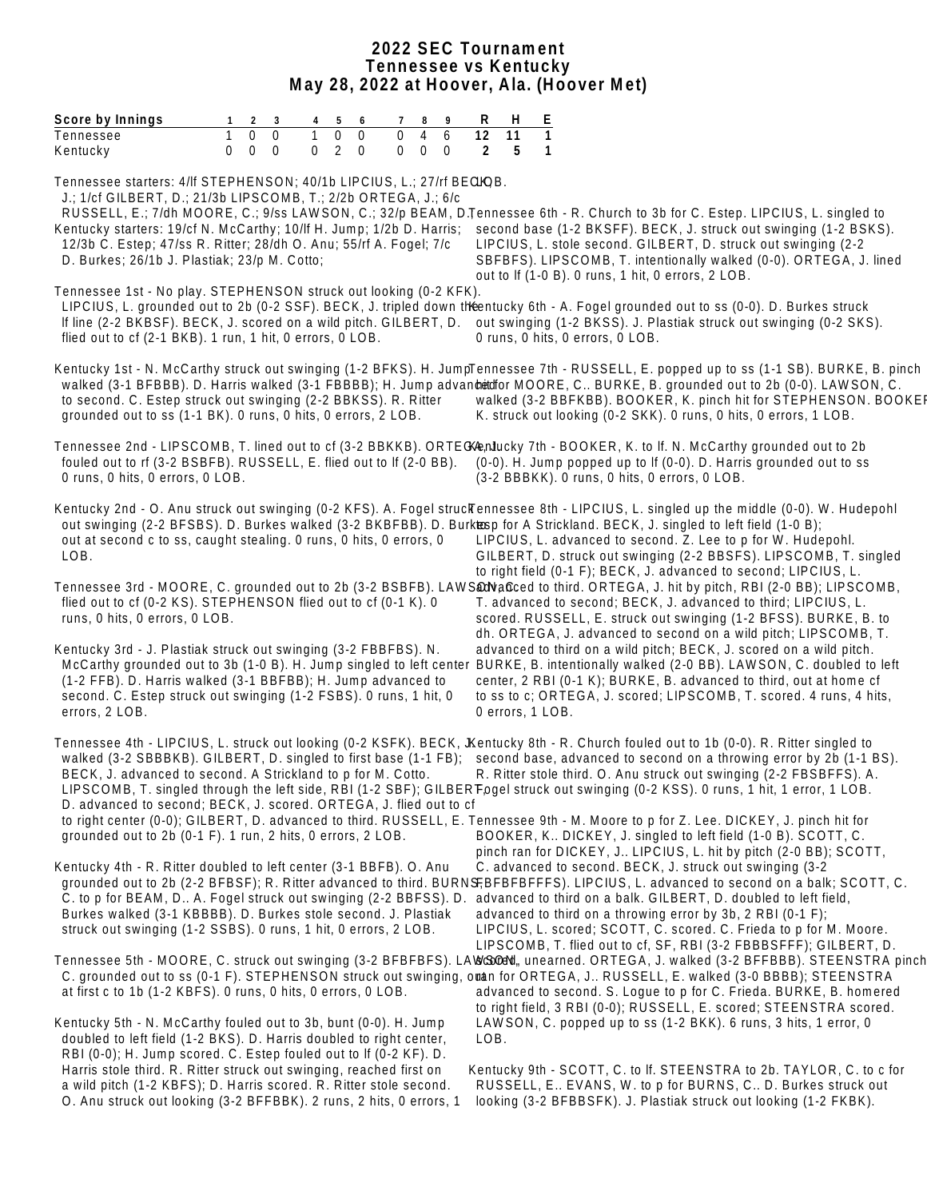# 2022 SEC Tournament
## Tennessee vs Kentucky
### May 28, 2022 at Hoover, Ala. (Hoover Met)

| Score by Innings | 1 | 2 | 3 | 4 | 5 | 6 | 7 | 8 | 9 | R | H | E |
|---|---|---|---|---|---|---|---|---|---|---|---|---|
| Tennessee | 1 | 0 | 0 | 1 | 0 | 0 | 0 | 4 | 6 | 12 | 11 | 1 |
| Kentucky | 0 | 0 | 0 | 0 | 2 | 0 | 0 | 0 | 0 | 2 | 5 | 1 |

Tennessee starters: 4/lf STEPHENSON; 40/1b LIPCIUS, L.; 27/rf BECK, J.; 1/cf GILBERT, D.; 21/3b LIPSCOMB, T.; 2/2b ORTEGA, J.; 6/c RUSSELL, E.; 7/dh MOORE, C.; 9/ss LAWSON, C.; 32/p BEAM, D.;

Kentucky starters: 19/cf N. McCarthy; 10/lf H. Jump; 1/2b D. Harris; 12/3b C. Estep; 47/ss R. Ritter; 28/dh O. Anu; 55/rf A. Fogel; 7/c D. Burkes; 26/1b J. Plastiak; 23/p M. Cotto;

Tennessee 1st - No play. STEPHENSON struck out looking (0-2 KFK). LIPCIUS, L. grounded out to 2b (0-2 SSF). BECK, J. tripled down the lf line (2-2 BKBSF). BECK, J. scored on a wild pitch. GILBERT, D. flied out to cf (2-1 BKB). 1 run, 1 hit, 0 errors, 0 LOB.

Kentucky 1st - N. McCarthy struck out swinging (1-2 BFKS). H. Jump walked (3-1 FBBBB). D. Harris walked (3-1 FBBBB); H. Jump advanced to second. C. Estep struck out swinging (2-2 BBKSS). R. Ritter grounded out to ss (1-1 BK). 0 runs, 0 hits, 0 errors, 2 LOB.

Tennessee 2nd - LIPSCOMB, T. lined out to cf (3-2 BBKKB). ORTEGA, J. fouled out to rf (3-2 BSBFB). RUSSELL, E. flied out to lf (2-0 BB). 0 runs, 0 hits, 0 errors, 0 LOB.

Kentucky 2nd - O. Anu struck out swinging (0-2 KFS). A. Fogel struck out swinging (2-2 BFSBS). D. Burkes walked (3-2 BKBFBB). D. Burkes out at second c to ss, caught stealing. 0 runs, 0 hits, 0 errors, 0 LOB.

Tennessee 3rd - MOORE, C. grounded out to 2b (3-2 BSBFB). LAWSON, C. flied out to cf (0-2 KS). STEPHENSON flied out to cf (0-1 K). 0 runs, 0 hits, 0 errors, 0 LOB.

Kentucky 3rd - J. Plastiak struck out swinging (3-2 FBBFBS). N. McCarthy grounded out to 3b (1-0 B). H. Jump singled to left center (1-2 FFB). D. Harris walked (3-1 BBFBB); H. Jump advanced to second. C. Estep struck out swinging (1-2 FSBS). 0 runs, 1 hit, 0 errors, 2 LOB.

Tennessee 4th - LIPCIUS, L. struck out looking (0-2 KSFK). BECK, J. walked (3-2 SBBBKB). GILBERT, D. singled to first base (1-1 FB); BECK, J. advanced to second. A Strickland to p for M. Cotto. LIPSCOMB, T. singled through the left side, RBI (1-2 SBF); GILBERT, D. advanced to second; BECK, J. scored. ORTEGA, J. flied out to cf to right center (0-0); GILBERT, D. advanced to third. RUSSELL, E. grounded out to 2b (0-1 F). 1 run, 2 hits, 0 errors, 2 LOB.

Kentucky 4th - R. Ritter doubled to left center (3-1 BBFB). O. Anu grounded out to 2b (2-2 BFBSF); R. Ritter advanced to third. BURNS, C. to p for BEAM, D.. A. Fogel struck out swinging (2-2 BBFSS). D. Burkes walked (3-1 KBBBB). D. Burkes stole second. J. Plastiak struck out swinging (1-2 SSBS). 0 runs, 1 hit, 0 errors, 2 LOB.

Tennessee 5th - MOORE, C. struck out swinging (3-2 BFBFBFS). LAWSON, C. grounded out to ss (0-1 F). STEPHENSON struck out swinging, out at first c to 1b (1-2 KBFS). 0 runs, 0 hits, 0 errors, 0 LOB.

Kentucky 5th - N. McCarthy fouled out to 3b, bunt (0-0). H. Jump doubled to left field (1-2 BKS). D. Harris doubled to right center, RBI (0-0); H. Jump scored. C. Estep fouled out to lf (0-2 KF). D. Harris stole third. R. Ritter struck out swinging, reached first on a wild pitch (1-2 KBFS); D. Harris scored. R. Ritter stole second. O. Anu struck out looking (3-2 BFFBBK). 2 runs, 2 hits, 0 errors, 1 LOB.

Tennessee 6th - R. Church to 3b for C. Estep. LIPCIUS, L. singled to second base (1-2 BKSFF). LIPCIUS, L. stole second. BECK, J. struck out swinging (1-2 BSKS). GILBERT, D. struck out swinging (2-2 SBFBFS). LIPSCOMB, T. intentionally walked (0-0). ORTEGA, J. lined out to lf (1-0 B). 0 runs, 1 hit, 0 errors, 2 LOB.

Kentucky 6th - A. Fogel grounded out to ss (0-0). D. Burkes struck out swinging (1-2 BKSS). J. Plastiak struck out swinging (0-2 SKS). 0 runs, 0 hits, 0 errors, 0 LOB.

Tennessee 7th - RUSSELL, E. popped up to ss (1-1 SB). BURKE, B. pinch hit for MOORE, C.. BURKE, B. grounded out to 2b (0-0). LAWSON, C. walked (3-2 BBFKBB). BOOKER, K. pinch hit for STEPHENSON. BOOKER, K. struck out looking (0-2 SKK). 0 runs, 0 hits, 0 errors, 1 LOB.

Kentucky 7th - BOOKER, K. to lf. N. McCarthy grounded out to 2b (0-0). H. Jump popped up to lf (0-0). D. Harris grounded out to ss (3-2 BBBKK). 0 runs, 0 hits, 0 errors, 0 LOB.

Tennessee 8th - LIPCIUS, L. singled up the middle (0-0). W. Hudepohl to p for A Strickland. BECK, J. singled to left field (1-0 B); LIPCIUS, L. advanced to second. Z. Lee to p for W. Hudepohl. GILBERT, D. struck out swinging (2-2 BBSFS). LIPSCOMB, T. singled to right field (0-1 F); BECK, J. advanced to second; LIPCIUS, L. advanced to third. ORTEGA, J. hit by pitch, RBI (2-0 BB); LIPSCOMB, T. advanced to second; BECK, J. advanced to third; LIPCIUS, L. scored. RUSSELL, E. struck out swinging (1-2 BFSS). BURKE, B. to dh. ORTEGA, J. advanced to second on a wild pitch; LIPSCOMB, T. advanced to third on a wild pitch; BECK, J. scored on a wild pitch. BURKE, B. intentionally walked (2-0 BB). LAWSON, C. doubled to left center, 2 RBI (0-1 K); BURKE, B. advanced to third, out at home cf to ss to c; ORTEGA, J. scored; LIPSCOMB, T. scored. 4 runs, 4 hits, 0 errors, 1 LOB.

Kentucky 8th - R. Church fouled out to 1b (0-0). R. Ritter singled to second base, advanced to second on a throwing error by 2b (1-1 BS). R. Ritter stole third. O. Anu struck out swinging (2-2 FBSBFFS). A. Fogel struck out swinging (0-2 KSS). 0 runs, 1 hit, 1 error, 1 LOB.

Tennessee 9th - M. Moore to p for Z. Lee. DICKEY, J. pinch hit for BOOKER, K.. DICKEY, J. singled to left field (1-0 B). SCOTT, C. pinch ran for DICKEY, J.. LIPCIUS, L. hit by pitch (2-0 BB); SCOTT, C. advanced to second. BECK, J. struck out swinging (3-2 FBFBFBFFFS). LIPCIUS, L. advanced to second on a balk; SCOTT, C. advanced to third on a balk. GILBERT, D. doubled to left field, advanced to third on a throwing error by 3b, 2 RBI (0-1 F); LIPCIUS, L. scored; SCOTT, C. scored. C. Frieda to p for M. Moore. LIPSCOMB, T. flied out to cf, SF, RBI (3-2 FBBBSFFF); GILBERT, D. scored, unearned. ORTEGA, J. walked (3-2 BFFBBB). STEENSTRA pinch ran for ORTEGA, J.. RUSSELL, E. walked (3-0 BBBB); STEENSTRA advanced to second. S. Logue to p for C. Frieda. BURKE, B. homered to right field, 3 RBI (0-0); RUSSELL, E. scored; STEENSTRA scored. LAWSON, C. popped up to ss (1-2 BKK). 6 runs, 3 hits, 1 error, 0 LOB.

Kentucky 9th - SCOTT, C. to lf. STEENSTRA to 2b. TAYLOR, C. to c for RUSSELL, E.. EVANS, W. to p for BURNS, C.. D. Burkes struck out looking (3-2 BFBBSFK). J. Plastiak struck out looking (1-2 FKBK).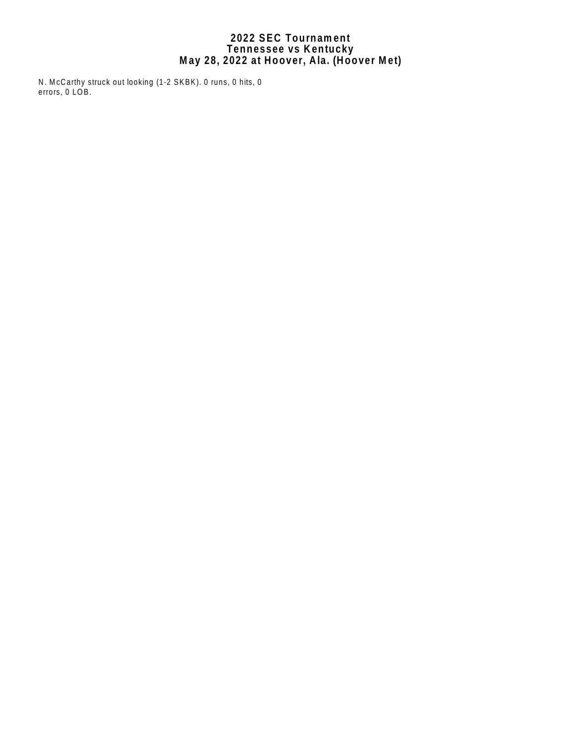N. McCarthy struck out looking (1-2 SKBK). 0 runs, 0 hits, 0 errors, 0 LOB.